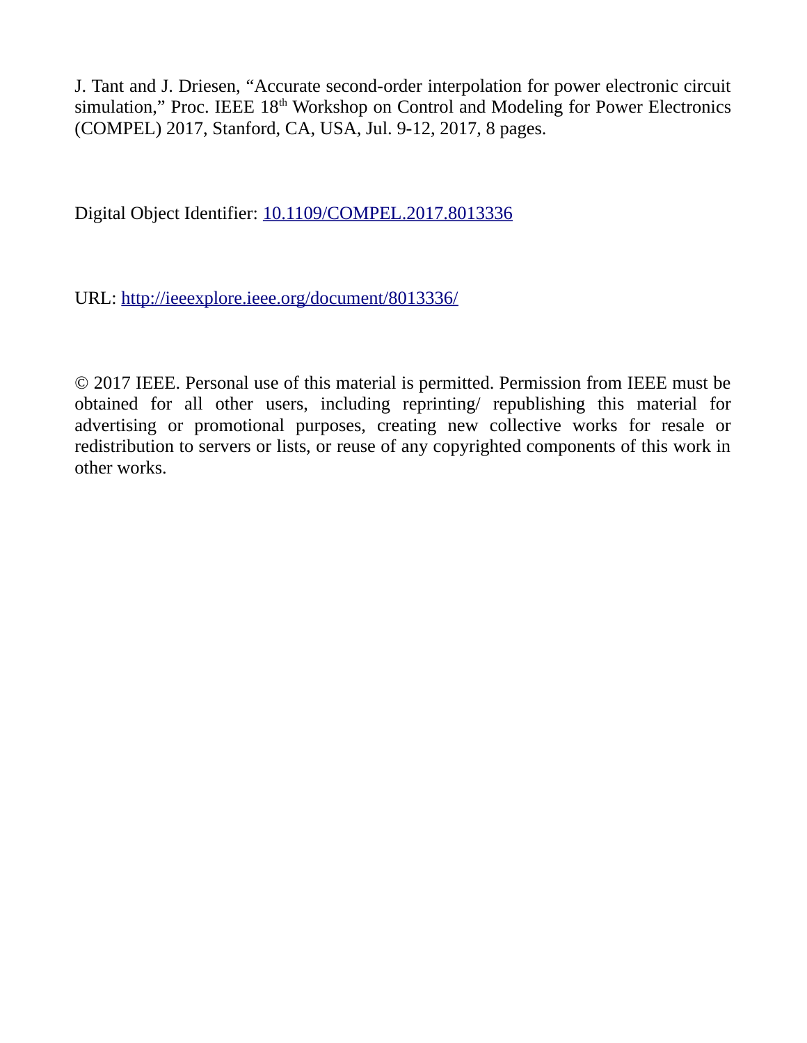J. Tant and J. Driesen, "Accurate second-order interpolation for power electronic circuit simulation," Proc. IEEE 18th Workshop on Control and Modeling for Power Electronics (COMPEL) 2017, Stanford, CA, USA, Jul. 9-12, 2017, 8 pages.

Digital Object Identifier: [10.1109/COMPEL.2017.8013336](https://doi.org/10.1109/COMPEL.2017.8013336)

URL: [http://ieeexplore.ieee.org/document/8013336/](http://ieeexplore.ieee.org/document/8013336/)

© 2017 IEEE. Personal use of this material is permitted. Permission from IEEE must be obtained for all other users, including reprinting/ republishing this material for advertising or promotional purposes, creating new collective works for resale or redistribution to servers or lists, or reuse of any copyrighted components of this work in other works.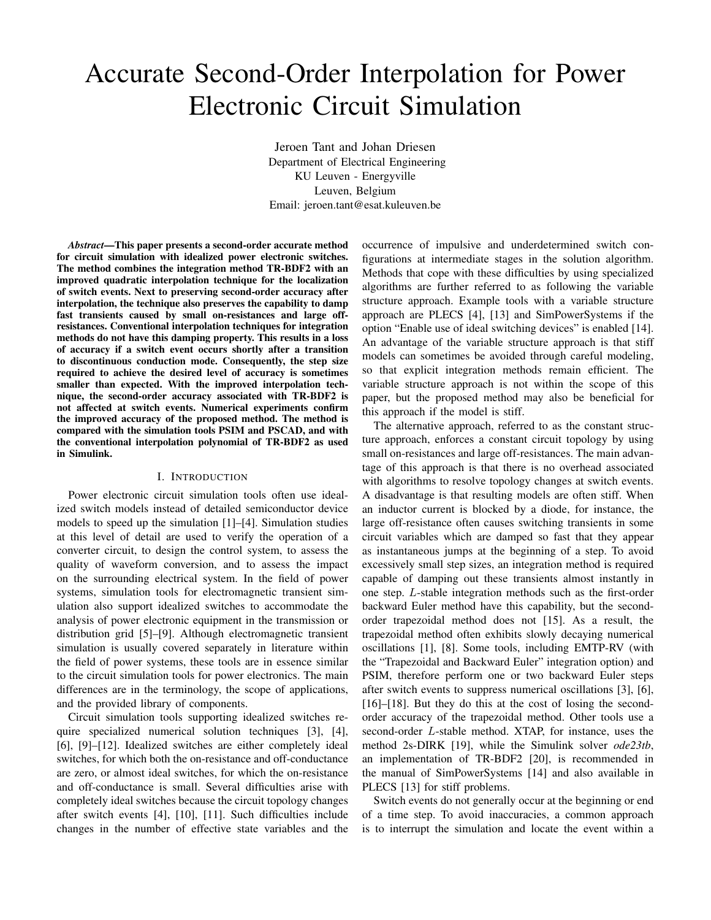# Accurate Second-Order Interpolation for Power Electronic Circuit Simulation

Jeroen Tant and Johan Driesen
Department of Electrical Engineering
KU Leuven - Energyville
Leuven, Belgium
Email: jeroen.tant@esat.kuleuven.be

***Abstract*—This paper presents a second-order accurate method for circuit simulation with idealized power electronic switches. The method combines the integration method TR-BDF2 with an improved quadratic interpolation technique for the localization of switch events. Next to preserving second-order accuracy after interpolation, the technique also preserves the capability to damp fast transients caused by small on-resistances and large off-resistances. Conventional interpolation techniques for integration methods do not have this damping property. This results in a loss of accuracy if a switch event occurs shortly after a transition to discontinuous conduction mode. Consequently, the step size required to achieve the desired level of accuracy is sometimes smaller than expected. With the improved interpolation technique, the second-order accuracy associated with TR-BDF2 is not affected at switch events. Numerical experiments confirm the improved accuracy of the proposed method. The method is compared with the simulation tools PSIM and PSCAD, and with the conventional interpolation polynomial of TR-BDF2 as used in Simulink.**

## I. Introduction

Power electronic circuit simulation tools often use idealized switch models instead of detailed semiconductor device models to speed up the simulation [1]–[4]. Simulation studies at this level of detail are used to verify the operation of a converter circuit, to design the control system, to assess the quality of waveform conversion, and to assess the impact on the surrounding electrical system. In the field of power systems, simulation tools for electromagnetic transient simulation also support idealized switches to accommodate the analysis of power electronic equipment in the transmission or distribution grid [5]–[9]. Although electromagnetic transient simulation is usually covered separately in literature within the field of power systems, these tools are in essence similar to the circuit simulation tools for power electronics. The main differences are in the terminology, the scope of applications, and the provided library of components.

Circuit simulation tools supporting idealized switches require specialized numerical solution techniques [3], [4], [6], [9]–[12]. Idealized switches are either completely ideal switches, for which both the on-resistance and off-conductance are zero, or almost ideal switches, for which the on-resistance and off-conductance is small. Several difficulties arise with completely ideal switches because the circuit topology changes after switch events [4], [10], [11]. Such difficulties include changes in the number of effective state variables and the occurrence of impulsive and underdetermined switch configurations at intermediate stages in the solution algorithm. Methods that cope with these difficulties by using specialized algorithms are further referred to as following the variable structure approach. Example tools with a variable structure approach are PLECS [4], [13] and SimPowerSystems if the option "Enable use of ideal switching devices" is enabled [14]. An advantage of the variable structure approach is that stiff models can sometimes be avoided through careful modeling, so that explicit integration methods remain efficient. The variable structure approach is not within the scope of this paper, but the proposed method may also be beneficial for this approach if the model is stiff.

The alternative approach, referred to as the constant structure approach, enforces a constant circuit topology by using small on-resistances and large off-resistances. The main advantage of this approach is that there is no overhead associated with algorithms to resolve topology changes at switch events. A disadvantage is that resulting models are often stiff. When an inductor current is blocked by a diode, for instance, the large off-resistance often causes switching transients in some circuit variables which are damped so fast that they appear as instantaneous jumps at the beginning of a step. To avoid excessively small step sizes, an integration method is required capable of damping out these transients almost instantly in one step. $L$-stable integration methods such as the first-order backward Euler method have this capability, but the second-order trapezoidal method does not [15]. As a result, the trapezoidal method often exhibits slowly decaying numerical oscillations [1], [8]. Some tools, including EMTP-RV (with the "Trapezoidal and Backward Euler" integration option) and PSIM, therefore perform one or two backward Euler steps after switch events to suppress numerical oscillations [3], [6], [16]–[18]. But they do this at the cost of losing the second-order accuracy of the trapezoidal method. Other tools use a second-order $L$-stable method. XTAP, for instance, uses the method 2s-DIRK [19], while the Simulink solver *ode23tb*, an implementation of TR-BDF2 [20], is recommended in the manual of SimPowerSystems [14] and also available in PLECS [13] for stiff problems.

Switch events do not generally occur at the beginning or end of a time step. To avoid inaccuracies, a common approach is to interrupt the simulation and locate the event within a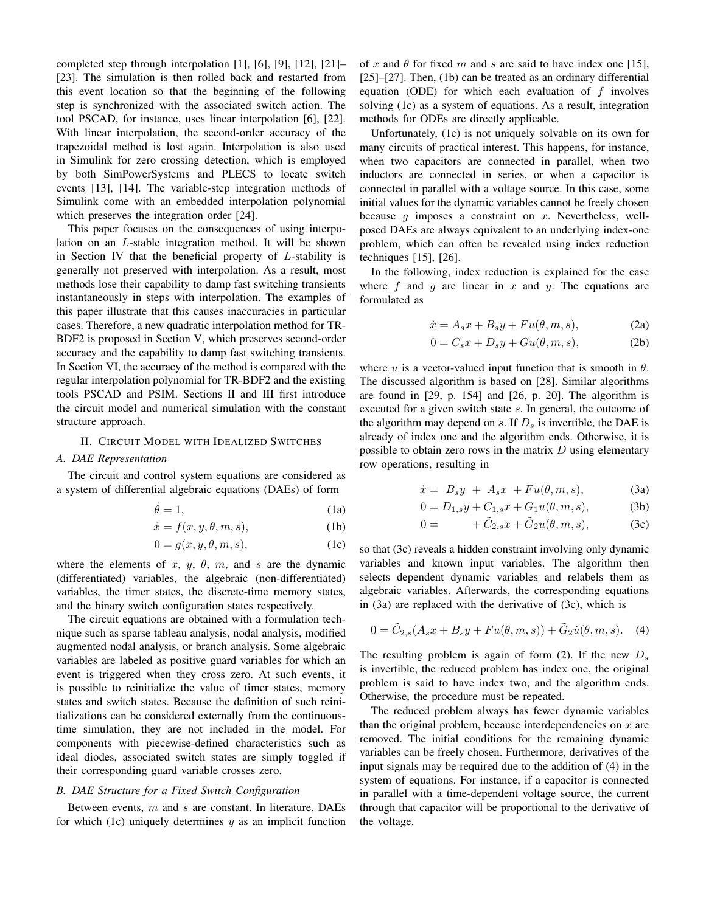completed step through interpolation [1], [6], [9], [12], [21]–[23]. The simulation is then rolled back and restarted from this event location so that the beginning of the following step is synchronized with the associated switch action. The tool PSCAD, for instance, uses linear interpolation [6], [22]. With linear interpolation, the second-order accuracy of the trapezoidal method is lost again. Interpolation is also used in Simulink for zero crossing detection, which is employed by both SimPowerSystems and PLECS to locate switch events [13], [14]. The variable-step integration methods of Simulink come with an embedded interpolation polynomial which preserves the integration order [24].

This paper focuses on the consequences of using interpolation on an $L$-stable integration method. It will be shown in Section IV that the beneficial property of $L$-stability is generally not preserved with interpolation. As a result, most methods lose their capability to damp fast switching transients instantaneously in steps with interpolation. The examples of this paper illustrate that this causes inaccuracies in particular cases. Therefore, a new quadratic interpolation method for TR-BDF2 is proposed in Section V, which preserves second-order accuracy and the capability to damp fast switching transients. In Section VI, the accuracy of the method is compared with the regular interpolation polynomial for TR-BDF2 and the existing tools PSCAD and PSIM. Sections II and III first introduce the circuit model and numerical simulation with the constant structure approach.

## II. Circuit Model with Idealized Switches

### A. DAE Representation

The circuit and control system equations are considered as a system of differential algebraic equations (DAEs) of form

$$\dot{\theta} = 1, \tag{1a}$$

$$\dot{x} = f(x, y, \theta, m, s), \tag{1b}$$

$$0 = g(x, y, \theta, m, s), \tag{1c}$$

where the elements of $x$, $y$, $\theta$, $m$, and $s$ are the dynamic (differentiated) variables, the algebraic (non-differentiated) variables, the timer states, the discrete-time memory states, and the binary switch configuration states respectively.

The circuit equations are obtained with a formulation technique such as sparse tableau analysis, nodal analysis, modified augmented nodal analysis, or branch analysis. Some algebraic variables are labeled as positive guard variables for which an event is triggered when they cross zero. At such events, it is possible to reinitialize the value of timer states, memory states and switch states. Because the definition of such reinitializations can be considered externally from the continuous-time simulation, they are not included in the model. For components with piecewise-defined characteristics such as ideal diodes, associated switch states are simply toggled if their corresponding guard variable crosses zero.

### B. DAE Structure for a Fixed Switch Configuration

Between events, $m$ and $s$ are constant. In literature, DAEs for which (1c) uniquely determines $y$ as an implicit function of $x$ and $\theta$ for fixed $m$ and $s$ are said to have index one [15], [25]–[27]. Then, (1b) can be treated as an ordinary differential equation (ODE) for which each evaluation of $f$ involves solving (1c) as a system of equations. As a result, integration methods for ODEs are directly applicable.

Unfortunately, (1c) is not uniquely solvable on its own for many circuits of practical interest. This happens, for instance, when two capacitors are connected in parallel, when two inductors are connected in series, or when a capacitor is connected in parallel with a voltage source. In this case, some initial values for the dynamic variables cannot be freely chosen because $g$ imposes a constraint on $x$. Nevertheless, well-posed DAEs are always equivalent to an underlying index-one problem, which can often be revealed using index reduction techniques [15], [26].

In the following, index reduction is explained for the case where $f$ and $g$ are linear in $x$ and $y$. The equations are formulated as

$$\dot{x} = A_s x + B_s y + F u(\theta, m, s), \tag{2a}$$

$$0 = C_s x + D_s y + G u(\theta, m, s), \tag{2b}$$

where $u$ is a vector-valued input function that is smooth in $\theta$. The discussed algorithm is based on [28]. Similar algorithms are found in [29, p. 154] and [26, p. 20]. The algorithm is executed for a given switch state $s$. In general, the outcome of the algorithm may depend on $s$. If $D_s$ is invertible, the DAE is already of index one and the algorithm ends. Otherwise, it is possible to obtain zero rows in the matrix $D$ using elementary row operations, resulting in

$$\dot{x} = \; B_s y \; + \; A_s x \; + F u(\theta, m, s), \tag{3a}$$

$$0 = D_{1,s} y + C_{1,s} x + G_1 u(\theta, m, s), \tag{3b}$$

$$0 = \qquad\quad + \tilde{C}_{2,s} x + \tilde{G}_2 u(\theta, m, s), \tag{3c}$$

so that (3c) reveals a hidden constraint involving only dynamic variables and known input variables. The algorithm then selects dependent dynamic variables and relabels them as algebraic variables. Afterwards, the corresponding equations in (3a) are replaced with the derivative of (3c), which is

$$0 = \tilde{C}_{2,s}(A_s x + B_s y + F u(\theta, m, s)) + \tilde{G}_2 \dot{u}(\theta, m, s). \tag{4}$$

The resulting problem is again of form (2). If the new $D_s$ is invertible, the reduced problem has index one, the original problem is said to have index two, and the algorithm ends. Otherwise, the procedure must be repeated.

The reduced problem always has fewer dynamic variables than the original problem, because interdependencies on $x$ are removed. The initial conditions for the remaining dynamic variables can be freely chosen. Furthermore, derivatives of the input signals may be required due to the addition of (4) in the system of equations. For instance, if a capacitor is connected in parallel with a time-dependent voltage source, the current through that capacitor will be proportional to the derivative of the voltage.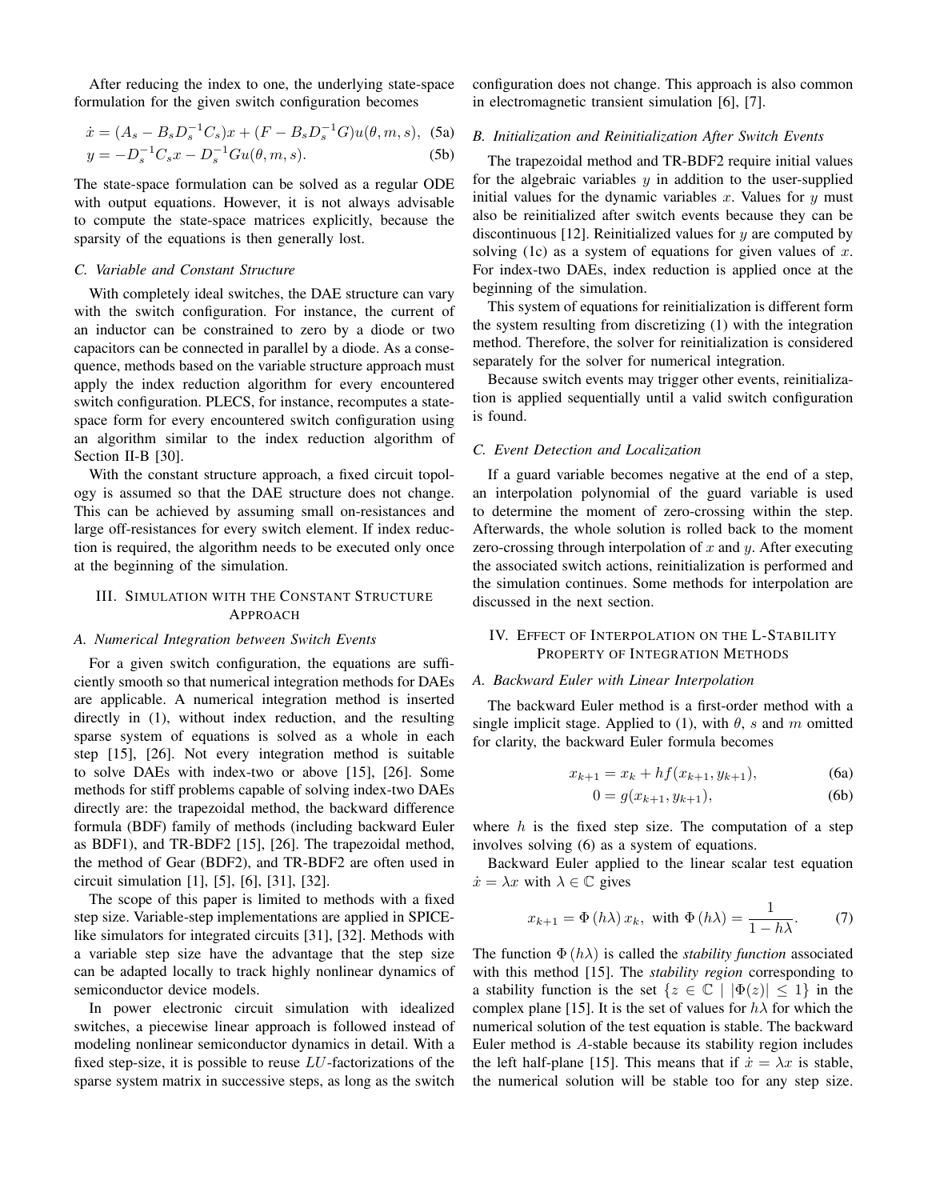After reducing the index to one, the underlying state-space formulation for the given switch configuration becomes

$$\dot{x} = (A_s - B_s D_s^{-1} C_s)x + (F - B_s D_s^{-1} G)u(\theta, m, s), \quad (5a)$$

$$y = -D_s^{-1} C_s x - D_s^{-1} G u(\theta, m, s). \quad (5b)$$

The state-space formulation can be solved as a regular ODE with output equations. However, it is not always advisable to compute the state-space matrices explicitly, because the sparsity of the equations is then generally lost.

### C. Variable and Constant Structure

With completely ideal switches, the DAE structure can vary with the switch configuration. For instance, the current of an inductor can be constrained to zero by a diode or two capacitors can be connected in parallel by a diode. As a consequence, methods based on the variable structure approach must apply the index reduction algorithm for every encountered switch configuration. PLECS, for instance, recomputes a state-space form for every encountered switch configuration using an algorithm similar to the index reduction algorithm of Section II-B [30].

With the constant structure approach, a fixed circuit topology is assumed so that the DAE structure does not change. This can be achieved by assuming small on-resistances and large off-resistances for every switch element. If index reduction is required, the algorithm needs to be executed only once at the beginning of the simulation.

## III. Simulation with the Constant Structure Approach

### A. Numerical Integration between Switch Events

For a given switch configuration, the equations are sufficiently smooth so that numerical integration methods for DAEs are applicable. A numerical integration method is inserted directly in (1), without index reduction, and the resulting sparse system of equations is solved as a whole in each step [15], [26]. Not every integration method is suitable to solve DAEs with index-two or above [15], [26]. Some methods for stiff problems capable of solving index-two DAEs directly are: the trapezoidal method, the backward difference formula (BDF) family of methods (including backward Euler as BDF1), and TR-BDF2 [15], [26]. The trapezoidal method, the method of Gear (BDF2), and TR-BDF2 are often used in circuit simulation [1], [5], [6], [31], [32].

The scope of this paper is limited to methods with a fixed step size. Variable-step implementations are applied in SPICE-like simulators for integrated circuits [31], [32]. Methods with a variable step size have the advantage that the step size can be adapted locally to track highly nonlinear dynamics of semiconductor device models.

In power electronic circuit simulation with idealized switches, a piecewise linear approach is followed instead of modeling nonlinear semiconductor dynamics in detail. With a fixed step-size, it is possible to reuse $LU$-factorizations of the sparse system matrix in successive steps, as long as the switch configuration does not change. This approach is also common in electromagnetic transient simulation [6], [7].

### B. Initialization and Reinitialization After Switch Events

The trapezoidal method and TR-BDF2 require initial values for the algebraic variables $y$ in addition to the user-supplied initial values for the dynamic variables $x$. Values for $y$ must also be reinitialized after switch events because they can be discontinuous [12]. Reinitialized values for $y$ are computed by solving (1c) as a system of equations for given values of $x$. For index-two DAEs, index reduction is applied once at the beginning of the simulation.

This system of equations for reinitialization is different form the system resulting from discretizing (1) with the integration method. Therefore, the solver for reinitialization is considered separately for the solver for numerical integration.

Because switch events may trigger other events, reinitialization is applied sequentially until a valid switch configuration is found.

### C. Event Detection and Localization

If a guard variable becomes negative at the end of a step, an interpolation polynomial of the guard variable is used to determine the moment of zero-crossing within the step. Afterwards, the whole solution is rolled back to the moment zero-crossing through interpolation of $x$ and $y$. After executing the associated switch actions, reinitialization is performed and the simulation continues. Some methods for interpolation are discussed in the next section.

## IV. Effect of Interpolation on the L-Stability Property of Integration Methods

### A. Backward Euler with Linear Interpolation

The backward Euler method is a first-order method with a single implicit stage. Applied to (1), with $\theta$, $s$ and $m$ omitted for clarity, the backward Euler formula becomes

$$x_{k+1} = x_k + h f(x_{k+1}, y_{k+1}), \quad (6a)$$

$$0 = g(x_{k+1}, y_{k+1}), \quad (6b)$$

where $h$ is the fixed step size. The computation of a step involves solving (6) as a system of equations.

Backward Euler applied to the linear scalar test equation $\dot{x} = \lambda x$ with $\lambda \in \mathbb{C}$ gives

$$x_{k+1} = \Phi(h\lambda)\, x_k, \text{ with } \Phi(h\lambda) = \frac{1}{1 - h\lambda}. \quad (7)$$

The function $\Phi(h\lambda)$ is called the *stability function* associated with this method [15]. The *stability region* corresponding to a stability function is the set $\{z \in \mathbb{C} \mid |\Phi(z)| \leq 1\}$ in the complex plane [15]. It is the set of values for $h\lambda$ for which the numerical solution of the test equation is stable. The backward Euler method is $A$-stable because its stability region includes the left half-plane [15]. This means that if $\dot{x} = \lambda x$ is stable, the numerical solution will be stable too for any step size.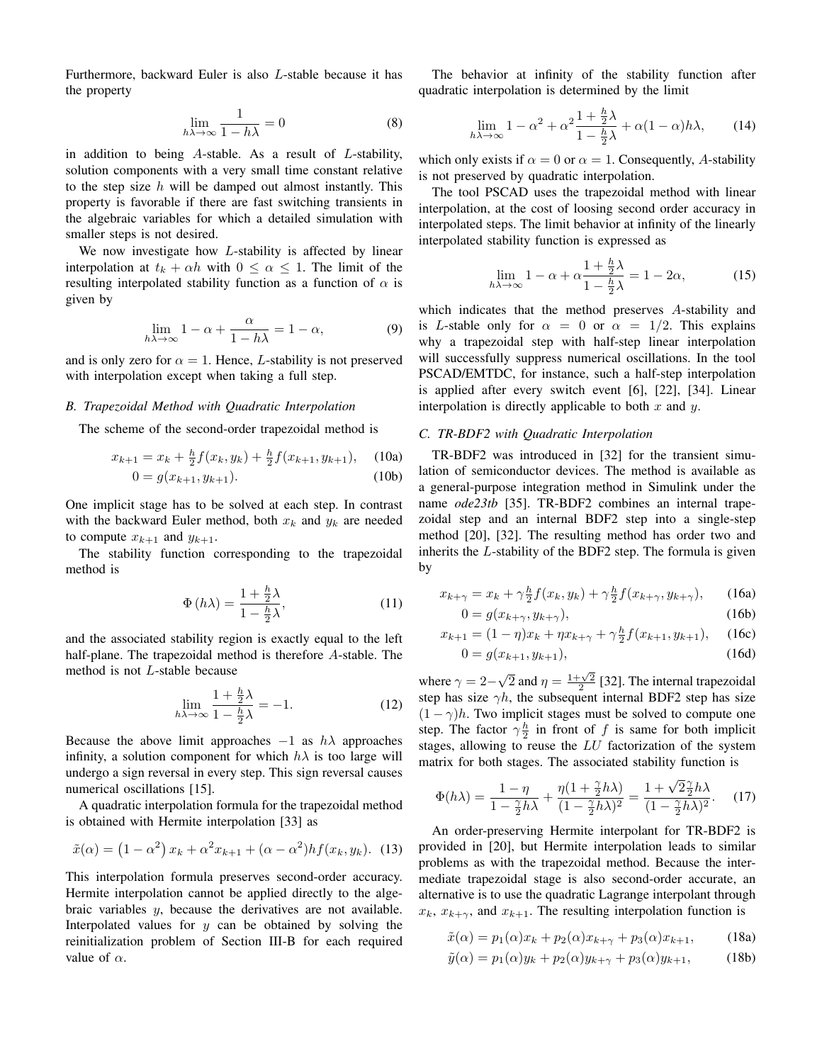Furthermore, backward Euler is also $L$-stable because it has the property

$$\lim_{h\lambda \to \infty} \frac{1}{1 - h\lambda} = 0 \tag{8}$$

in addition to being $A$-stable. As a result of $L$-stability, solution components with a very small time constant relative to the step size $h$ will be damped out almost instantly. This property is favorable if there are fast switching transients in the algebraic variables for which a detailed simulation with smaller steps is not desired.

We now investigate how $L$-stability is affected by linear interpolation at $t_k + \alpha h$ with $0 \leq \alpha \leq 1$. The limit of the resulting interpolated stability function as a function of $\alpha$ is given by

$$\lim_{h\lambda \to \infty} 1 - \alpha + \frac{\alpha}{1 - h\lambda} = 1 - \alpha, \tag{9}$$

and is only zero for $\alpha = 1$. Hence, $L$-stability is not preserved with interpolation except when taking a full step.

### B. Trapezoidal Method with Quadratic Interpolation

The scheme of the second-order trapezoidal method is

$$x_{k+1} = x_k + \tfrac{h}{2} f(x_k, y_k) + \tfrac{h}{2} f(x_{k+1}, y_{k+1}), \tag{10a}$$

$$0 = g(x_{k+1}, y_{k+1}). \tag{10b}$$

One implicit stage has to be solved at each step. In contrast with the backward Euler method, both $x_k$ and $y_k$ are needed to compute $x_{k+1}$ and $y_{k+1}$.

The stability function corresponding to the trapezoidal method is

$$\Phi(h\lambda) = \frac{1 + \frac{h}{2}\lambda}{1 - \frac{h}{2}\lambda}, \tag{11}$$

and the associated stability region is exactly equal to the left half-plane. The trapezoidal method is therefore $A$-stable. The method is not $L$-stable because

$$\lim_{h\lambda \to \infty} \frac{1 + \frac{h}{2}\lambda}{1 - \frac{h}{2}\lambda} = -1. \tag{12}$$

Because the above limit approaches $-1$ as $h\lambda$ approaches infinity, a solution component for which $h\lambda$ is too large will undergo a sign reversal in every step. This sign reversal causes numerical oscillations [15].

A quadratic interpolation formula for the trapezoidal method is obtained with Hermite interpolation [33] as

$$\tilde{x}(\alpha) = \left(1 - \alpha^2\right) x_k + \alpha^2 x_{k+1} + (\alpha - \alpha^2) h f(x_k, y_k). \tag{13}$$

This interpolation formula preserves second-order accuracy. Hermite interpolation cannot be applied directly to the algebraic variables $y$, because the derivatives are not available. Interpolated values for $y$ can be obtained by solving the reinitialization problem of Section III-B for each required value of $\alpha$.

The behavior at infinity of the stability function after quadratic interpolation is determined by the limit

$$\lim_{h\lambda \to \infty} 1 - \alpha^2 + \alpha^2 \frac{1 + \frac{h}{2}\lambda}{1 - \frac{h}{2}\lambda} + \alpha(1 - \alpha) h\lambda, \tag{14}$$

which only exists if $\alpha = 0$ or $\alpha = 1$. Consequently, $A$-stability is not preserved by quadratic interpolation.

The tool PSCAD uses the trapezoidal method with linear interpolation, at the cost of loosing second order accuracy in interpolated steps. The limit behavior at infinity of the linearly interpolated stability function is expressed as

$$\lim_{h\lambda \to \infty} 1 - \alpha + \alpha \frac{1 + \frac{h}{2}\lambda}{1 - \frac{h}{2}\lambda} = 1 - 2\alpha, \tag{15}$$

which indicates that the method preserves $A$-stability and is $L$-stable only for $\alpha = 0$ or $\alpha = 1/2$. This explains why a trapezoidal step with half-step linear interpolation will successfully suppress numerical oscillations. In the tool PSCAD/EMTDC, for instance, such a half-step interpolation is applied after every switch event [6], [22], [34]. Linear interpolation is directly applicable to both $x$ and $y$.

### C. TR-BDF2 with Quadratic Interpolation

TR-BDF2 was introduced in [32] for the transient simulation of semiconductor devices. The method is available as a general-purpose integration method in Simulink under the name *ode23tb* [35]. TR-BDF2 combines an internal trapezoidal step and an internal BDF2 step into a single-step method [20], [32]. The resulting method has order two and inherits the $L$-stability of the BDF2 step. The formula is given by

$$x_{k+\gamma} = x_k + \gamma \tfrac{h}{2} f(x_k, y_k) + \gamma \tfrac{h}{2} f(x_{k+\gamma}, y_{k+\gamma}), \tag{16a}$$

$$0 = g(x_{k+\gamma}, y_{k+\gamma}), \tag{16b}$$

$$x_{k+1} = (1 - \eta) x_k + \eta x_{k+\gamma} + \gamma \tfrac{h}{2} f(x_{k+1}, y_{k+1}), \tag{16c}$$

$$0 = g(x_{k+1}, y_{k+1}), \tag{16d}$$

where $\gamma = 2 - \sqrt{2}$ and $\eta = \frac{1+\sqrt{2}}{2}$ [32]. The internal trapezoidal step has size $\gamma h$, the subsequent internal BDF2 step has size $(1 - \gamma)h$. Two implicit stages must be solved to compute one step. The factor $\gamma \frac{h}{2}$ in front of $f$ is same for both implicit stages, allowing to reuse the $LU$ factorization of the system matrix for both stages. The associated stability function is

$$\Phi(h\lambda) = \frac{1 - \eta}{1 - \frac{\gamma}{2} h\lambda} + \frac{\eta(1 + \frac{\gamma}{2} h\lambda)}{(1 - \frac{\gamma}{2} h\lambda)^2} = \frac{1 + \sqrt{2}\frac{\gamma}{2} h\lambda}{(1 - \frac{\gamma}{2} h\lambda)^2}. \tag{17}$$

An order-preserving Hermite interpolant for TR-BDF2 is provided in [20], but Hermite interpolation leads to similar problems as with the trapezoidal method. Because the intermediate trapezoidal stage is also second-order accurate, an alternative is to use the quadratic Lagrange interpolant through $x_k$, $x_{k+\gamma}$, and $x_{k+1}$. The resulting interpolation function is

$$\tilde{x}(\alpha) = p_1(\alpha) x_k + p_2(\alpha) x_{k+\gamma} + p_3(\alpha) x_{k+1}, \tag{18a}$$

$$\tilde{y}(\alpha) = p_1(\alpha) y_k + p_2(\alpha) y_{k+\gamma} + p_3(\alpha) y_{k+1}, \tag{18b}$$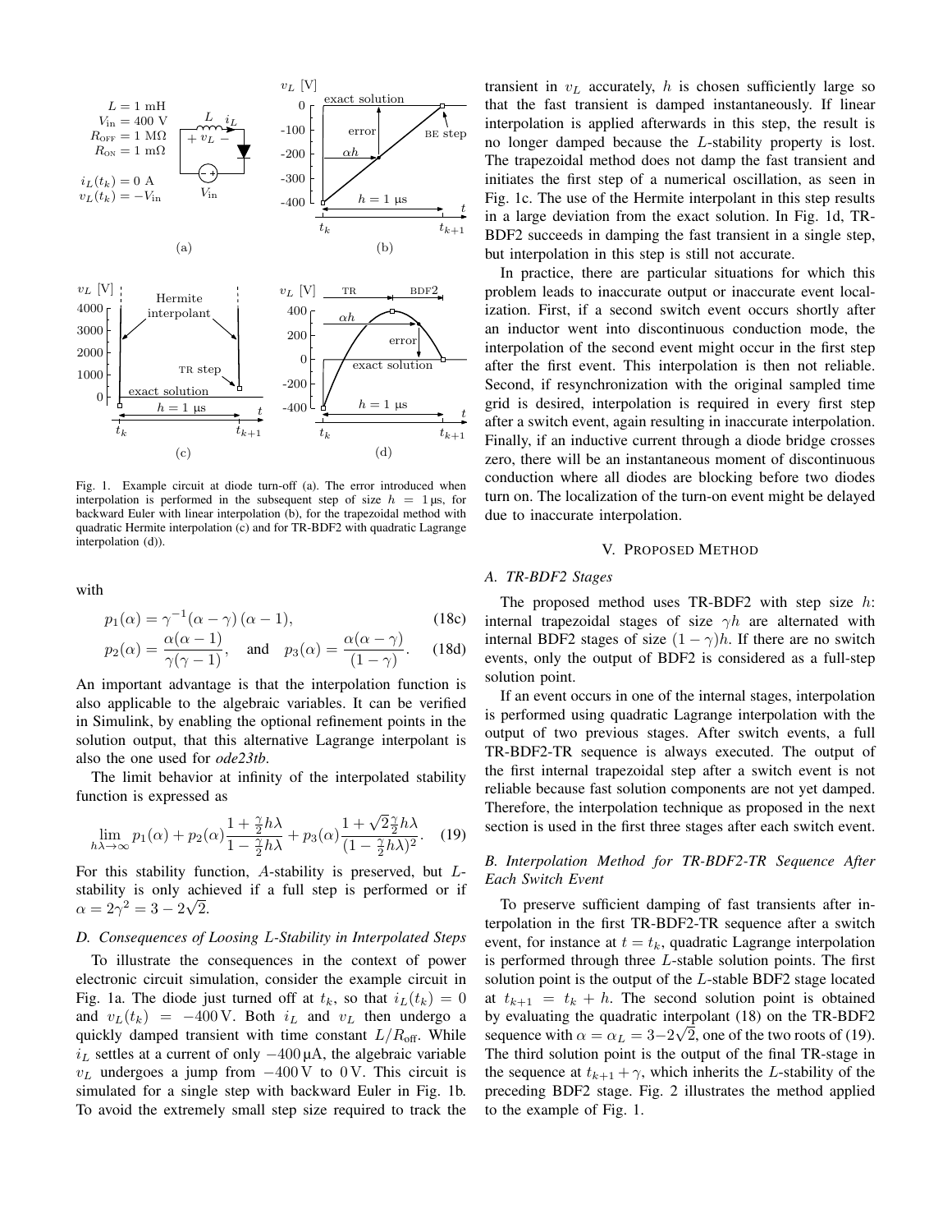Fig. 1. Example circuit at diode turn-off (a). The error introduced when interpolation is performed in the subsequent step of size $h = 1\,\mu\text{s}$, for backward Euler with linear interpolation (b), for the trapezoidal method with quadratic Hermite interpolation (c) and for TR-BDF2 with quadratic Lagrange interpolation (d)).

with

$$p_1(\alpha) = \gamma^{-1}(\alpha - \gamma)\,(\alpha - 1), \tag{18c}$$

$$p_2(\alpha) = \frac{\alpha(\alpha - 1)}{\gamma(\gamma - 1)}, \quad \text{and} \quad p_3(\alpha) = \frac{\alpha(\alpha - \gamma)}{(1 - \gamma)}. \tag{18d}$$

An important advantage is that the interpolation function is also applicable to the algebraic variables. It can be verified in Simulink, by enabling the optional refinement points in the solution output, that this alternative Lagrange interpolant is also the one used for *ode23tb*.

The limit behavior at infinity of the interpolated stability function is expressed as

$$\lim_{h\lambda \to \infty} p_1(\alpha) + p_2(\alpha)\frac{1 + \frac{\gamma}{2}h\lambda}{1 - \frac{\gamma}{2}h\lambda} + p_3(\alpha)\frac{1 + \sqrt{2}\frac{\gamma}{2}h\lambda}{(1 - \frac{\gamma}{2}h\lambda)^2}. \tag{19}$$

For this stability function, $A$-stability is preserved, but $L$-stability is only achieved if a full step is performed or if $\alpha = 2\gamma^2 = 3 - 2\sqrt{2}$.

### D. Consequences of Loosing $L$-Stability in Interpolated Steps

To illustrate the consequences in the context of power electronic circuit simulation, consider the example circuit in Fig. 1a. The diode just turned off at $t_k$, so that $i_L(t_k) = 0$ and $v_L(t_k) = -400\,\text{V}$. Both $i_L$ and $v_L$ then undergo a quickly damped transient with time constant $L/R_{\text{off}}$. While $i_L$ settles at a current of only $-400\,\mu\text{A}$, the algebraic variable $v_L$ undergoes a jump from $-400\,\text{V}$ to $0\,\text{V}$. This circuit is simulated for a single step with backward Euler in Fig. 1b. To avoid the extremely small step size required to track the transient in $v_L$ accurately, $h$ is chosen sufficiently large so that the fast transient is damped instantaneously. If linear interpolation is applied afterwards in this step, the result is no longer damped because the $L$-stability property is lost. The trapezoidal method does not damp the fast transient and initiates the first step of a numerical oscillation, as seen in Fig. 1c. The use of the Hermite interpolant in this step results in a large deviation from the exact solution. In Fig. 1d, TR-BDF2 succeeds in damping the fast transient in a single step, but interpolation in this step is still not accurate.

In practice, there are particular situations for which this problem leads to inaccurate output or inaccurate event localization. First, if a second switch event occurs shortly after an inductor went into discontinuous conduction mode, the interpolation of the second event might occur in the first step after the first event. This interpolation is then not reliable. Second, if resynchronization with the original sampled time grid is desired, interpolation is required in every first step after a switch event, again resulting in inaccurate interpolation. Finally, if an inductive current through a diode bridge crosses zero, there will be an instantaneous moment of discontinuous conduction where all diodes are blocking before two diodes turn on. The localization of the turn-on event might be delayed due to inaccurate interpolation.

## V. Proposed Method

### A. TR-BDF2 Stages

The proposed method uses TR-BDF2 with step size $h$: internal trapezoidal stages of size $\gamma h$ are alternated with internal BDF2 stages of size $(1 - \gamma)h$. If there are no switch events, only the output of BDF2 is considered as a full-step solution point.

If an event occurs in one of the internal stages, interpolation is performed using quadratic Lagrange interpolation with the output of two previous stages. After switch events, a full TR-BDF2-TR sequence is always executed. The output of the first internal trapezoidal step after a switch event is not reliable because fast solution components are not yet damped. Therefore, the interpolation technique as proposed in the next section is used in the first three stages after each switch event.

### B. Interpolation Method for TR-BDF2-TR Sequence After Each Switch Event

To preserve sufficient damping of fast transients after interpolation in the first TR-BDF2-TR sequence after a switch event, for instance at $t = t_k$, quadratic Lagrange interpolation is performed through three $L$-stable solution points. The first solution point is the output of the $L$-stable BDF2 stage located at $t_{k+1} = t_k + h$. The second solution point is obtained by evaluating the quadratic interpolant (18) on the TR-BDF2 sequence with $\alpha = \alpha_L = 3 - 2\sqrt{2}$, one of the two roots of (19). The third solution point is the output of the final TR-stage in the sequence at $t_{k+1} + \gamma$, which inherits the $L$-stability of the preceding BDF2 stage. Fig. 2 illustrates the method applied to the example of Fig. 1.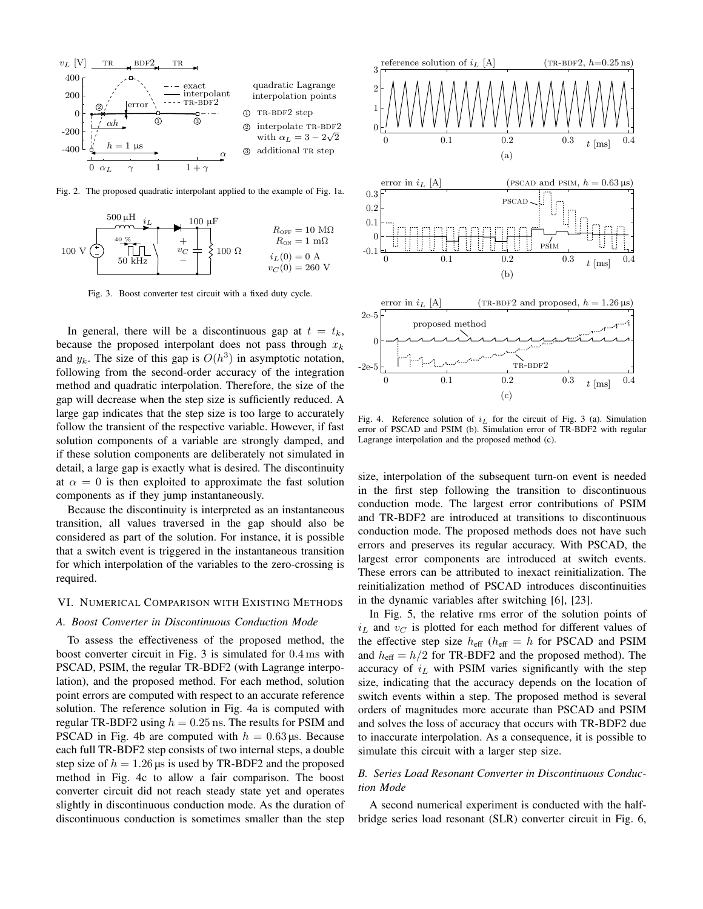Fig. 2. The proposed quadratic interpolant applied to the example of Fig. 1a.

Fig. 3. Boost converter test circuit with a fixed duty cycle.

In general, there will be a discontinuous gap at $t = t_k$, because the proposed interpolant does not pass through $x_k$ and $y_k$. The size of this gap is $O(h^3)$ in asymptotic notation, following from the second-order accuracy of the integration method and quadratic interpolation. Therefore, the size of the gap will decrease when the step size is sufficiently reduced. A large gap indicates that the step size is too large to accurately follow the transient of the respective variable. However, if fast solution components of a variable are strongly damped, and if these solution components are deliberately not simulated in detail, a large gap is exactly what is desired. The discontinuity at $\alpha = 0$ is then exploited to approximate the fast solution components as if they jump instantaneously.

Because the discontinuity is interpreted as an instantaneous transition, all values traversed in the gap should also be considered as part of the solution. For instance, it is possible that a switch event is triggered in the instantaneous transition for which interpolation of the variables to the zero-crossing is required.

## VI. Numerical Comparison with Existing Methods

### A. Boost Converter in Discontinuous Conduction Mode

To assess the effectiveness of the proposed method, the boost converter circuit in Fig. 3 is simulated for 0.4 ms with PSCAD, PSIM, the regular TR-BDF2 (with Lagrange interpolation), and the proposed method. For each method, solution point errors are computed with respect to an accurate reference solution. The reference solution in Fig. 4a is computed with regular TR-BDF2 using $h = 0.25$ ns. The results for PSIM and PSCAD in Fig. 4b are computed with $h = 0.63$ µs. Because each full TR-BDF2 step consists of two internal steps, a double step size of $h = 1.26$ µs is used by TR-BDF2 and the proposed method in Fig. 4c to allow a fair comparison. The boost converter circuit did not reach steady state yet and operates slightly in discontinuous conduction mode. As the duration of discontinuous conduction is sometimes smaller than the step size, interpolation of the subsequent turn-on event is needed in the first step following the transition to discontinuous conduction mode. The largest error contributions of PSIM and TR-BDF2 are introduced at transitions to discontinuous conduction mode. The proposed methods does not have such errors and preserves its regular accuracy. With PSCAD, the largest error components are introduced at switch events. These errors can be attributed to inexact reinitialization. The reinitialization method of PSCAD introduces discontinuities in the dynamic variables after switching [6], [23].

Fig. 4. Reference solution of $i_L$ for the circuit of Fig. 3 (a). Simulation error of PSCAD and PSIM (b). Simulation error of TR-BDF2 with regular Lagrange interpolation and the proposed method (c).

In Fig. 5, the relative rms error of the solution points of $i_L$ and $v_C$ is plotted for each method for different values of the effective step size $h_{\text{eff}}$ ($h_{\text{eff}} = h$ for PSCAD and PSIM and $h_{\text{eff}} = h/2$ for TR-BDF2 and the proposed method). The accuracy of $i_L$ with PSIM varies significantly with the step size, indicating that the accuracy depends on the location of switch events within a step. The proposed method is several orders of magnitudes more accurate than PSCAD and PSIM and solves the loss of accuracy that occurs with TR-BDF2 due to inaccurate interpolation. As a consequence, it is possible to simulate this circuit with a larger step size.

### B. Series Load Resonant Converter in Discontinuous Conduction Mode

A second numerical experiment is conducted with the half-bridge series load resonant (SLR) converter circuit in Fig. 6,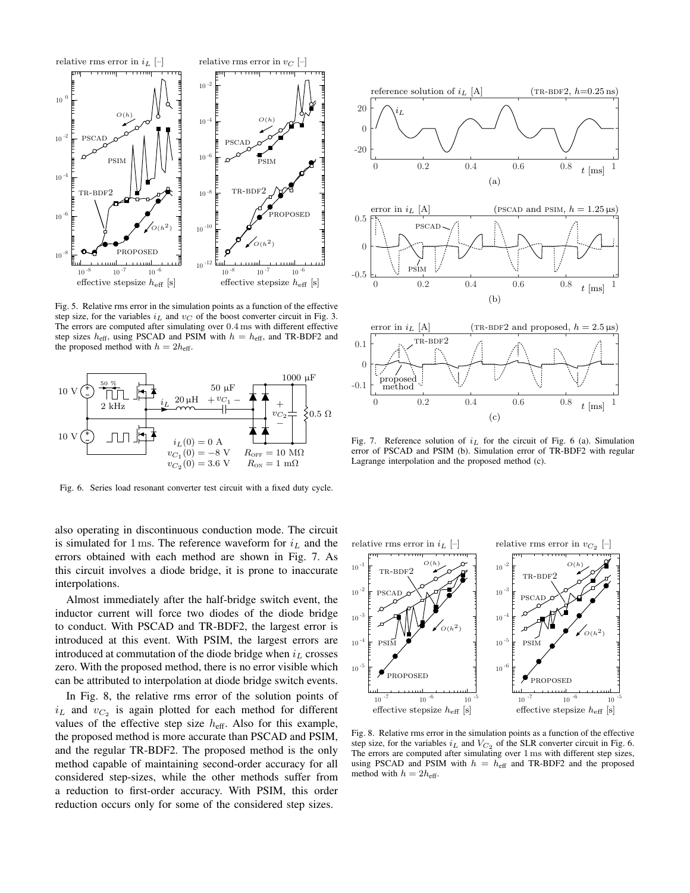Fig. 5. Relative rms error in the simulation points as a function of the effective step size, for the variables $i_L$ and $v_C$ of the boost converter circuit in Fig. 3. The errors are computed after simulating over 0.4 ms with different effective step sizes $h_{\text{eff}}$, using PSCAD and PSIM with $h = h_{\text{eff}}$, and TR-BDF2 and the proposed method with $h = 2h_{\text{eff}}$.

Fig. 6. Series load resonant converter test circuit with a fixed duty cycle.

Fig. 7. Reference solution of $i_L$ for the circuit of Fig. 6 (a). Simulation error of PSCAD and PSIM (b). Simulation error of TR-BDF2 with regular Lagrange interpolation and the proposed method (c).

also operating in discontinuous conduction mode. The circuit is simulated for 1 ms. The reference waveform for $i_L$ and the errors obtained with each method are shown in Fig. 7. As this circuit involves a diode bridge, it is prone to inaccurate interpolations.

Almost immediately after the half-bridge switch event, the inductor current will force two diodes of the diode bridge to conduct. With PSCAD and TR-BDF2, the largest error is introduced at this event. With PSIM, the largest errors are introduced at commutation of the diode bridge when $i_L$ crosses zero. With the proposed method, there is no error visible which can be attributed to interpolation at diode bridge switch events.

In Fig. 8, the relative rms error of the solution points of $i_L$ and $v_{C_2}$ is again plotted for each method for different values of the effective step size $h_{\text{eff}}$. Also for this example, the proposed method is more accurate than PSCAD and PSIM, and the regular TR-BDF2. The proposed method is the only method capable of maintaining second-order accuracy for all considered step-sizes, while the other methods suffer from a reduction to first-order accuracy. With PSIM, this order reduction occurs only for some of the considered step sizes.

Fig. 8. Relative rms error in the simulation points as a function of the effective step size, for the variables $i_L$ and $V_{C_2}$ of the SLR converter circuit in Fig. 6. The errors are computed after simulating over 1 ms with different step sizes, using PSCAD and PSIM with $h = h_{\text{eff}}$ and TR-BDF2 and the proposed method with $h = 2h_{\text{eff}}$.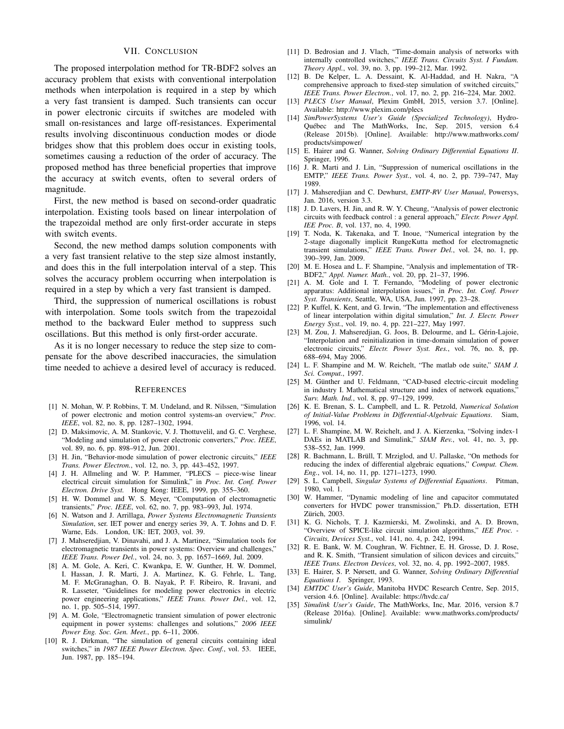## VII. Conclusion

The proposed interpolation method for TR-BDF2 solves an accuracy problem that exists with conventional interpolation methods when interpolation is required in a step by which a very fast transient is damped. Such transients can occur in power electronic circuits if switches are modeled with small on-resistances and large off-resistances. Experimental results involving discontinuous conduction modes or diode bridges show that this problem does occur in existing tools, sometimes causing a reduction of the order of accuracy. The proposed method has three beneficial properties that improve the accuracy at switch events, often to several orders of magnitude.

First, the new method is based on second-order quadratic interpolation. Existing tools based on linear interpolation of the trapezoidal method are only first-order accurate in steps with switch events.

Second, the new method damps solution components with a very fast transient relative to the step size almost instantly, and does this in the full interpolation interval of a step. This solves the accuracy problem occurring when interpolation is required in a step by which a very fast transient is damped.

Third, the suppression of numerical oscillations is robust with interpolation. Some tools switch from the trapezoidal method to the backward Euler method to suppress such oscillations. But this method is only first-order accurate.

As it is no longer necessary to reduce the step size to compensate for the above described inaccuracies, the simulation time needed to achieve a desired level of accuracy is reduced.

## References

[1] N. Mohan, W. P. Robbins, T. M. Undeland, and R. Nilssen, "Simulation of power electronic and motion control systems-an overview," *Proc. IEEE*, vol. 82, no. 8, pp. 1287–1302, 1994.

[2] D. Maksimovic, A. M. Stankovic, V. J. Thottuvelil, and G. C. Verghese, "Modeling and simulation of power electronic converters," *Proc. IEEE*, vol. 89, no. 6, pp. 898–912, Jun. 2001.

[3] H. Jin, "Behavior-mode simulation of power electronic circuits," *IEEE Trans. Power Electron.*, vol. 12, no. 3, pp. 443–452, 1997.

[4] J. H. Allmeling and W. P. Hammer, "PLECS – piece-wise linear electrical circuit simulation for Simulink," in *Proc. Int. Conf. Power Electron. Drive Syst.* Hong Kong: IEEE, 1999, pp. 355–360.

[5] H. W. Dommel and W. S. Meyer, "Computation of electromagnetic transients," *Proc. IEEE*, vol. 62, no. 7, pp. 983–993, Jul. 1974.

[6] N. Watson and J. Arrillaga, *Power Systems Electromagnetic Transients Simulation*, ser. IET power and energy series 39, A. T. Johns and D. F. Warne, Eds. London, UK: IET, 2003, vol. 39.

[7] J. Mahseredjian, V. Dinavahi, and J. A. Martinez, "Simulation tools for electromagnetic transients in power systems: Overview and challenges," *IEEE Trans. Power Del.*, vol. 24, no. 3, pp. 1657–1669, Jul. 2009.

[8] A. M. Gole, A. Keri, C. Kwankpa, E. W. Gunther, H. W. Dommel, I. Hassan, J. R. Marti, J. A. Martinez, K. G. Fehrle, L. Tang, M. F. McGranaghan, O. B. Nayak, P. F. Ribeiro, R. Iravani, and R. Lasseter, "Guidelines for modeling power electronics in electric power engineering applications," *IEEE Trans. Power Del.*, vol. 12, no. 1, pp. 505–514, 1997.

[9] A. M. Gole, "Electromagnetic transient simulation of power electronic equipment in power systems: challenges and solutions," *2006 IEEE Power Eng. Soc. Gen. Meet.*, pp. 6–11, 2006.

[10] R. J. Dirkman, "The simulation of general circuits containing ideal switches," in *1987 IEEE Power Electron. Spec. Conf.*, vol. 53. IEEE, Jun. 1987, pp. 185–194.

[11] D. Bedrosian and J. Vlach, "Time-domain analysis of networks with internally controlled switches," *IEEE Trans. Circuits Syst. I Fundam. Theory Appl.*, vol. 39, no. 3, pp. 199–212, Mar. 1992.

[12] B. De Kelper, L. A. Dessaint, K. Al-Haddad, and H. Nakra, "A comprehensive approach to fixed-step simulation of switched circuits," *IEEE Trans. Power Electron.*, vol. 17, no. 2, pp. 216–224, Mar. 2002.

[13] *PLECS User Manual*, Plexim GmbH, 2015, version 3.7. [Online]. Available: http://www.plexim.com/plecs

[14] *SimPowerSystems User's Guide (Specialized Technology)*, Hydro-Québec and The MathWorks, Inc, Sep. 2015, version 6.4 (Release 2015b). [Online]. Available: http://www.mathworks.com/products/simpower/

[15] E. Hairer and G. Wanner, *Solving Ordinary Differential Equations II*. Springer, 1996.

[16] J. R. Marti and J. Lin, "Suppression of numerical oscillations in the EMTP," *IEEE Trans. Power Syst.*, vol. 4, no. 2, pp. 739–747, May 1989.

[17] J. Mahseredjian and C. Dewhurst, *EMTP-RV User Manual*, Powersys, Jan. 2016, version 3.3.

[18] J. D. Lavers, H. Jin, and R. W. Y. Cheung, "Analysis of power electronic circuits with feedback control : a general approach," *Electr. Power Appl. IEE Proc. B*, vol. 137, no. 4, 1990.

[19] T. Noda, K. Takenaka, and T. Inoue, "Numerical integration by the 2-stage diagonally implicit RungeKutta method for electromagnetic transient simulations," *IEEE Trans. Power Del.*, vol. 24, no. 1, pp. 390–399, Jan. 2009.

[20] M. E. Hosea and L. F. Shampine, "Analysis and implementation of TR-BDF2," *Appl. Numer. Math.*, vol. 20, pp. 21–37, 1996.

[21] A. M. Gole and I. T. Fernando, "Modeling of power electronic apparatus: Additional interpolation issues," in *Proc. Int. Conf. Power Syst. Transients*, Seattle, WA, USA, Jun. 1997, pp. 23–28.

[22] P. Kuffel, K. Kent, and G. Irwin, "The implementation and effectiveness of linear interpolation within digital simulation," *Int. J. Electr. Power Energy Syst.*, vol. 19, no. 4, pp. 221–227, May 1997.

[23] M. Zou, J. Mahseredjian, G. Joos, B. Delourme, and L. Gérin-Lajoie, "Interpolation and reinitialization in time-domain simulation of power electronic circuits," *Electr. Power Syst. Res.*, vol. 76, no. 8, pp. 688–694, May 2006.

[24] L. F. Shampine and M. W. Reichelt, "The matlab ode suite," *SIAM J. Sci. Comput.*, 1997.

[25] M. Günther and U. Feldmann, "CAD-based electric-circuit modeling in industry I. Mathematical structure and index of network equations," *Surv. Math. Ind.*, vol. 8, pp. 97–129, 1999.

[26] K. E. Brenan, S. L. Campbell, and L. R. Petzold, *Numerical Solution of Initial-Value Problems in Differential-Algebraic Equations*. Siam, 1996, vol. 14.

[27] L. F. Shampine, M. W. Reichelt, and J. A. Kierzenka, "Solving index-1 DAEs in MATLAB and Simulink," *SIAM Rev.*, vol. 41, no. 3, pp. 538–552, Jan. 1999.

[28] R. Bachmann, L. Brüll, T. Mrziglod, and U. Pallaske, "On methods for reducing the index of differential algebraic equations," *Comput. Chem. Eng.*, vol. 14, no. 11, pp. 1271–1273, 1990.

[29] S. L. Campbell, *Singular Systems of Differential Equations*. Pitman, 1980, vol. 1.

[30] W. Hammer, "Dynamic modeling of line and capacitor commutated converters for HVDC power transmission," Ph.D. dissertation, ETH Zürich, 2003.

[31] K. G. Nichols, T. J. Kazmierski, M. Zwolinski, and A. D. Brown, "Overview of SPICE-like circuit simulation algorithms," *IEE Proc. - Circuits, Devices Syst.*, vol. 141, no. 4, p. 242, 1994.

[32] R. E. Bank, W. M. Coughran, W. Fichtner, E. H. Grosse, D. J. Rose, and R. K. Smith, "Transient simulation of silicon devices and circuits," *IEEE Trans. Electron Devices*, vol. 32, no. 4, pp. 1992–2007, 1985.

[33] E. Hairer, S. P. Nørsett, and G. Wanner, *Solving Ordinary Differential Equations I*. Springer, 1993.

[34] *EMTDC User's Guide*, Manitoba HVDC Research Centre, Sep. 2015, version 4.6. [Online]. Available: https://hvdc.ca/

[35] *Simulink User's Guide*, The MathWorks, Inc, Mar. 2016, version 8.7 (Release 2016a). [Online]. Available: www.mathworks.com/products/simulink/